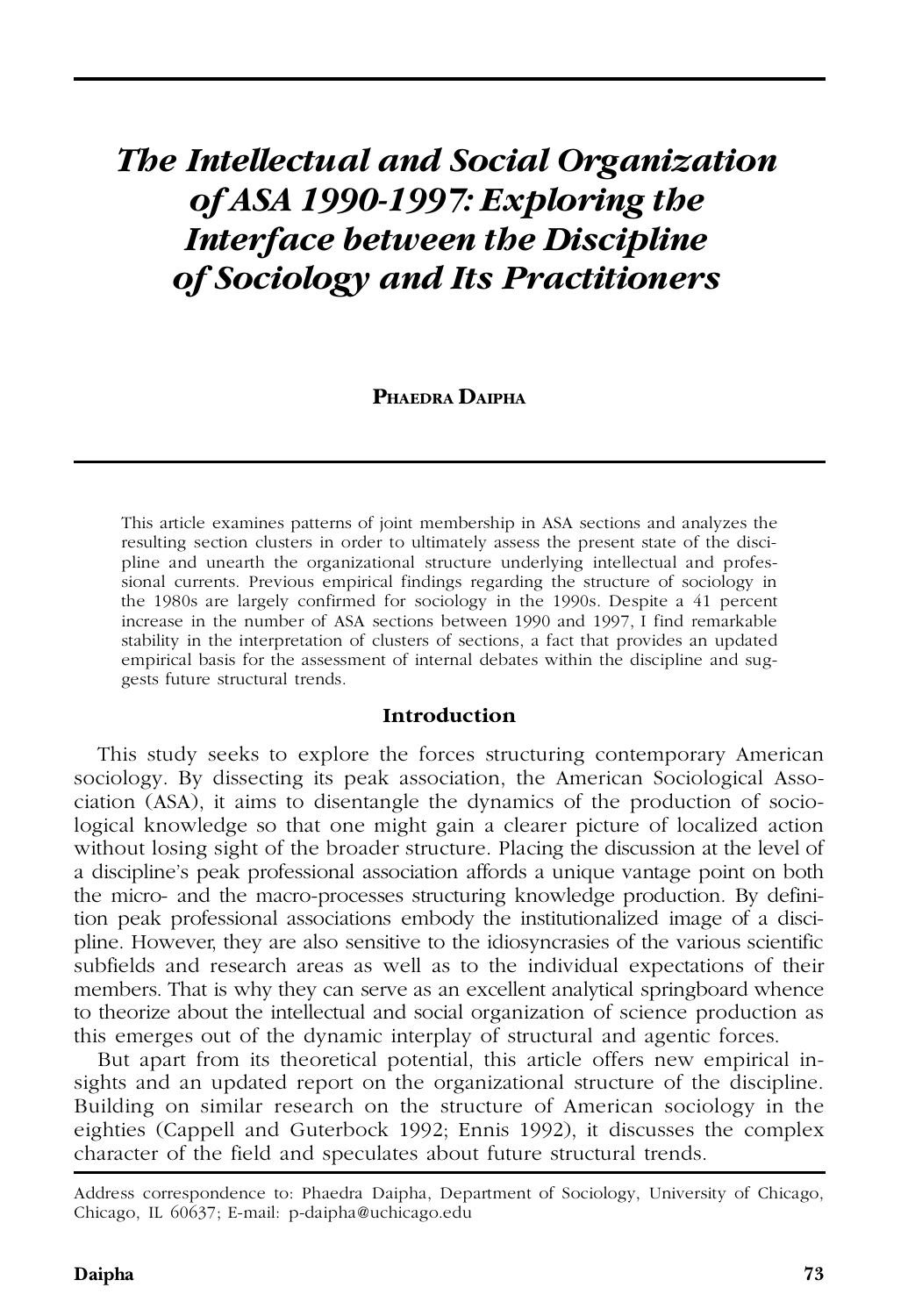# *The Intellectual and Social Organization of ASA 1990-1997: Exploring the Interface between the Discipline of Sociology and Its Practitioners*

**Phaedra Daipha**

This article examines patterns of joint membership in ASA sections and analyzes the resulting section clusters in order to ultimately assess the present state of the discipline and unearth the organizational structure underlying intellectual and professional currents. Previous empirical findings regarding the structure of sociology in the 1980s are largely confirmed for sociology in the 1990s. Despite a 41 percent increase in the number of ASA sections between 1990 and 1997, I find remarkable stability in the interpretation of clusters of sections, a fact that provides an updated empirical basis for the assessment of internal debates within the discipline and suggests future structural trends.

## Introduction

This study seeks to explore the forces structuring contemporary American sociology. By dissecting its peak association, the American Sociological Association (ASA), it aims to disentangle the dynamics of the production of sociological knowledge so that one might gain a clearer picture of localized action without losing sight of the broader structure. Placing the discussion at the level of a discipline's peak professional association affords a unique vantage point on both the micro- and the macro-processes structuring knowledge production. By definition peak professional associations embody the institutionalized image of a discipline. However, they are also sensitive to the idiosyncrasies of the various scientific subfields and research areas as well as to the individual expectations of their members. That is why they can serve as an excellent analytical springboard whence to theorize about the intellectual and social organization of science production as this emerges out of the dynamic interplay of structural and agentic forces.

But apart from its theoretical potential, this article offers new empirical insights and an updated report on the organizational structure of the discipline. Building on similar research on the structure of American sociology in the eighties (Cappell and Guterbock 1992; Ennis 1992), it discusses the complex character of the field and speculates about future structural trends.

Address correspondence to: Phaedra Daipha, Department of Sociology, University of Chicago, Chicago, IL 60637; E-mail: p-daipha@uchicago.edu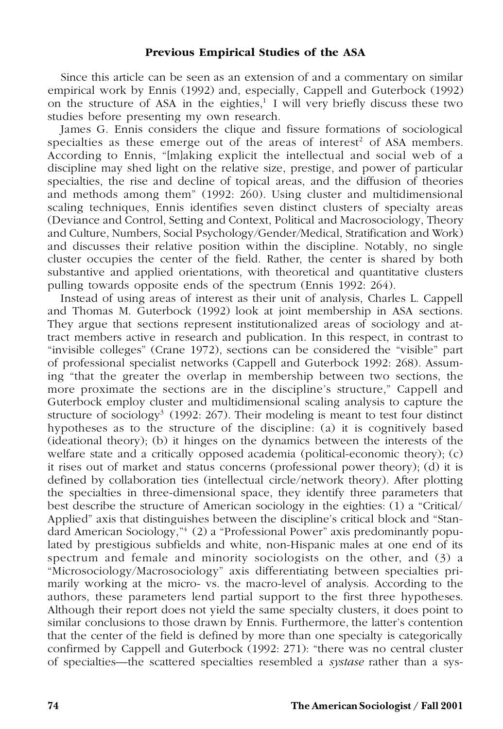### Previous Empirical Studies of the ASA

Since this article can be seen as an extension of and a commentary on similar empirical work by Ennis (1992) and, especially, Cappell and Guterbock (1992) on the structure of ASA in the eighties,[1] I will very briefly discuss these two studies before presenting my own research.

James G. Ennis considers the clique and fissure formations of sociological specialties as these emerge out of the areas of interest[2] of ASA members. According to Ennis, "[m]aking explicit the intellectual and social web of a discipline may shed light on the relative size, prestige, and power of particular specialties, the rise and decline of topical areas, and the diffusion of theories and methods among them" (1992: 260). Using cluster and multidimensional scaling techniques, Ennis identifies seven distinct clusters of specialty areas (Deviance and Control, Setting and Context, Political and Macrosociology, Theory and Culture, Numbers, Social Psychology/Gender/Medical, Stratification and Work) and discusses their relative position within the discipline. Notably, no single cluster occupies the center of the field. Rather, the center is shared by both substantive and applied orientations, with theoretical and quantitative clusters pulling towards opposite ends of the spectrum (Ennis 1992: 264).

Instead of using areas of interest as their unit of analysis, Charles L. Cappell and Thomas M. Guterbock (1992) look at joint membership in ASA sections. They argue that sections represent institutionalized areas of sociology and attract members active in research and publication. In this respect, in contrast to "invisible colleges" (Crane 1972), sections can be considered the "visible" part of professional specialist networks (Cappell and Guterbock 1992: 268). Assuming "that the greater the overlap in membership between two sections, the more proximate the sections are in the discipline's structure," Cappell and Guterbock employ cluster and multidimensional scaling analysis to capture the structure of sociology[3] (1992: 267). Their modeling is meant to test four distinct hypotheses as to the structure of the discipline: (a) it is cognitively based (ideational theory); (b) it hinges on the dynamics between the interests of the welfare state and a critically opposed academia (political-economic theory); (c) it rises out of market and status concerns (professional power theory); (d) it is defined by collaboration ties (intellectual circle/network theory). After plotting the specialties in three-dimensional space, they identify three parameters that best describe the structure of American sociology in the eighties: (1) a "Critical/Applied" axis that distinguishes between the discipline's critical block and "Standard American Sociology,"[4] (2) a "Professional Power" axis predominantly populated by prestigious subfields and white, non-Hispanic males at one end of its spectrum and female and minority sociologists on the other, and (3) a "Microsociology/Macrosociology" axis differentiating between specialties primarily working at the micro- vs. the macro-level of analysis. According to the authors, these parameters lend partial support to the first three hypotheses. Although their report does not yield the same specialty clusters, it does point to similar conclusions to those drawn by Ennis. Furthermore, the latter's contention that the center of the field is defined by more than one specialty is categorically confirmed by Cappell and Guterbock (1992: 271): "there was no central cluster of specialties—the scattered specialties resembled a *systase* rather than a sys-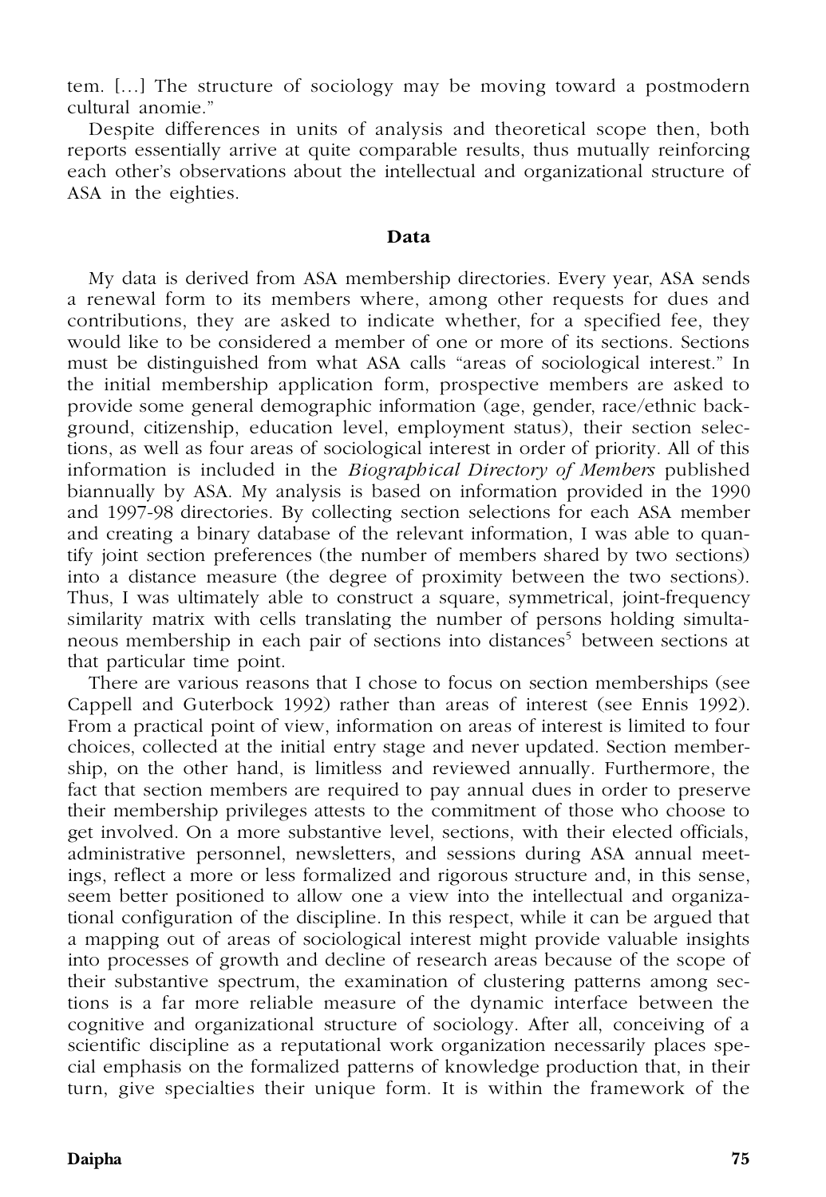tem. […] The structure of sociology may be moving toward a postmodern cultural anomie."

Despite differences in units of analysis and theoretical scope then, both reports essentially arrive at quite comparable results, thus mutually reinforcing each other's observations about the intellectual and organizational structure of ASA in the eighties.

## Data

My data is derived from ASA membership directories. Every year, ASA sends a renewal form to its members where, among other requests for dues and contributions, they are asked to indicate whether, for a specified fee, they would like to be considered a member of one or more of its sections. Sections must be distinguished from what ASA calls "areas of sociological interest." In the initial membership application form, prospective members are asked to provide some general demographic information (age, gender, race/ethnic background, citizenship, education level, employment status), their section selections, as well as four areas of sociological interest in order of priority. All of this information is included in the *Biographical Directory of Members* published biannually by ASA. My analysis is based on information provided in the 1990 and 1997-98 directories. By collecting section selections for each ASA member and creating a binary database of the relevant information, I was able to quantify joint section preferences (the number of members shared by two sections) into a distance measure (the degree of proximity between the two sections). Thus, I was ultimately able to construct a square, symmetrical, joint-frequency similarity matrix with cells translating the number of persons holding simultaneous membership in each pair of sections into distances[5] between sections at that particular time point.

There are various reasons that I chose to focus on section memberships (see Cappell and Guterbock 1992) rather than areas of interest (see Ennis 1992). From a practical point of view, information on areas of interest is limited to four choices, collected at the initial entry stage and never updated. Section membership, on the other hand, is limitless and reviewed annually. Furthermore, the fact that section members are required to pay annual dues in order to preserve their membership privileges attests to the commitment of those who choose to get involved. On a more substantive level, sections, with their elected officials, administrative personnel, newsletters, and sessions during ASA annual meetings, reflect a more or less formalized and rigorous structure and, in this sense, seem better positioned to allow one a view into the intellectual and organizational configuration of the discipline. In this respect, while it can be argued that a mapping out of areas of sociological interest might provide valuable insights into processes of growth and decline of research areas because of the scope of their substantive spectrum, the examination of clustering patterns among sections is a far more reliable measure of the dynamic interface between the cognitive and organizational structure of sociology. After all, conceiving of a scientific discipline as a reputational work organization necessarily places special emphasis on the formalized patterns of knowledge production that, in their turn, give specialties their unique form. It is within the framework of the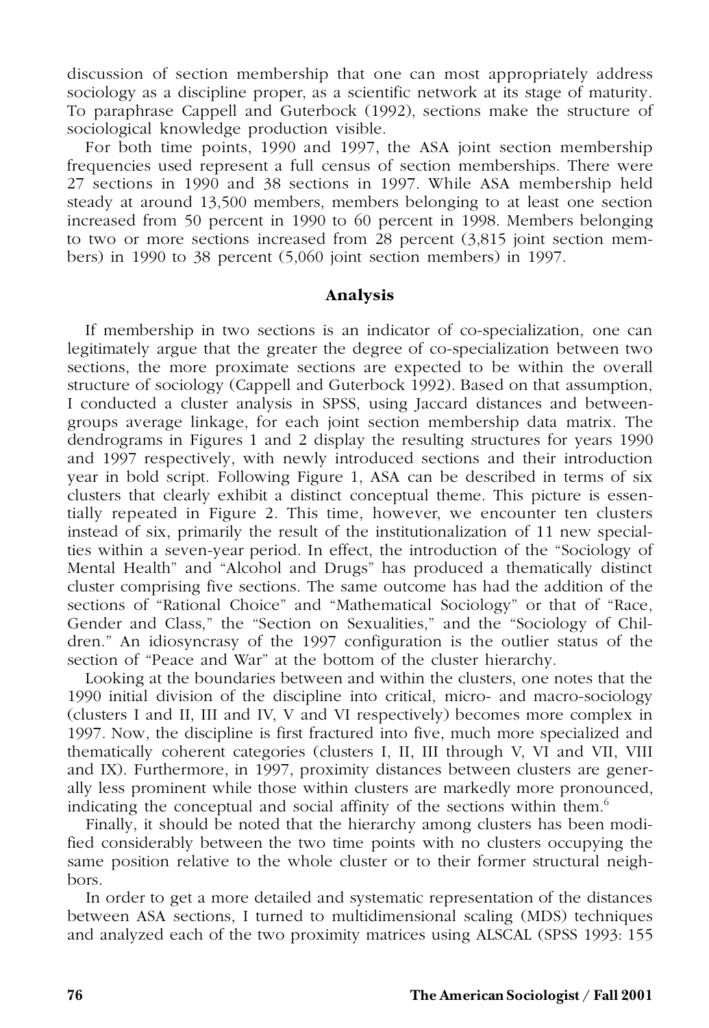discussion of section membership that one can most appropriately address sociology as a discipline proper, as a scientific network at its stage of maturity. To paraphrase Cappell and Guterbock (1992), sections make the structure of sociological knowledge production visible.

For both time points, 1990 and 1997, the ASA joint section membership frequencies used represent a full census of section memberships. There were 27 sections in 1990 and 38 sections in 1997. While ASA membership held steady at around 13,500 members, members belonging to at least one section increased from 50 percent in 1990 to 60 percent in 1998. Members belonging to two or more sections increased from 28 percent (3,815 joint section members) in 1990 to 38 percent (5,060 joint section members) in 1997.

## Analysis

If membership in two sections is an indicator of co-specialization, one can legitimately argue that the greater the degree of co-specialization between two sections, the more proximate sections are expected to be within the overall structure of sociology (Cappell and Guterbock 1992). Based on that assumption, I conducted a cluster analysis in SPSS, using Jaccard distances and between-groups average linkage, for each joint section membership data matrix. The dendrograms in Figures 1 and 2 display the resulting structures for years 1990 and 1997 respectively, with newly introduced sections and their introduction year in bold script. Following Figure 1, ASA can be described in terms of six clusters that clearly exhibit a distinct conceptual theme. This picture is essentially repeated in Figure 2. This time, however, we encounter ten clusters instead of six, primarily the result of the institutionalization of 11 new specialties within a seven-year period. In effect, the introduction of the "Sociology of Mental Health" and "Alcohol and Drugs" has produced a thematically distinct cluster comprising five sections. The same outcome has had the addition of the sections of "Rational Choice" and "Mathematical Sociology" or that of "Race, Gender and Class," the "Section on Sexualities," and the "Sociology of Children." An idiosyncrasy of the 1997 configuration is the outlier status of the section of "Peace and War" at the bottom of the cluster hierarchy.

Looking at the boundaries between and within the clusters, one notes that the 1990 initial division of the discipline into critical, micro- and macro-sociology (clusters I and II, III and IV, V and VI respectively) becomes more complex in 1997. Now, the discipline is first fractured into five, much more specialized and thematically coherent categories (clusters I, II, III through V, VI and VII, VIII and IX). Furthermore, in 1997, proximity distances between clusters are generally less prominent while those within clusters are markedly more pronounced, indicating the conceptual and social affinity of the sections within them.[6]

Finally, it should be noted that the hierarchy among clusters has been modified considerably between the two time points with no clusters occupying the same position relative to the whole cluster or to their former structural neighbors.

In order to get a more detailed and systematic representation of the distances between ASA sections, I turned to multidimensional scaling (MDS) techniques and analyzed each of the two proximity matrices using ALSCAL (SPSS 1993: 155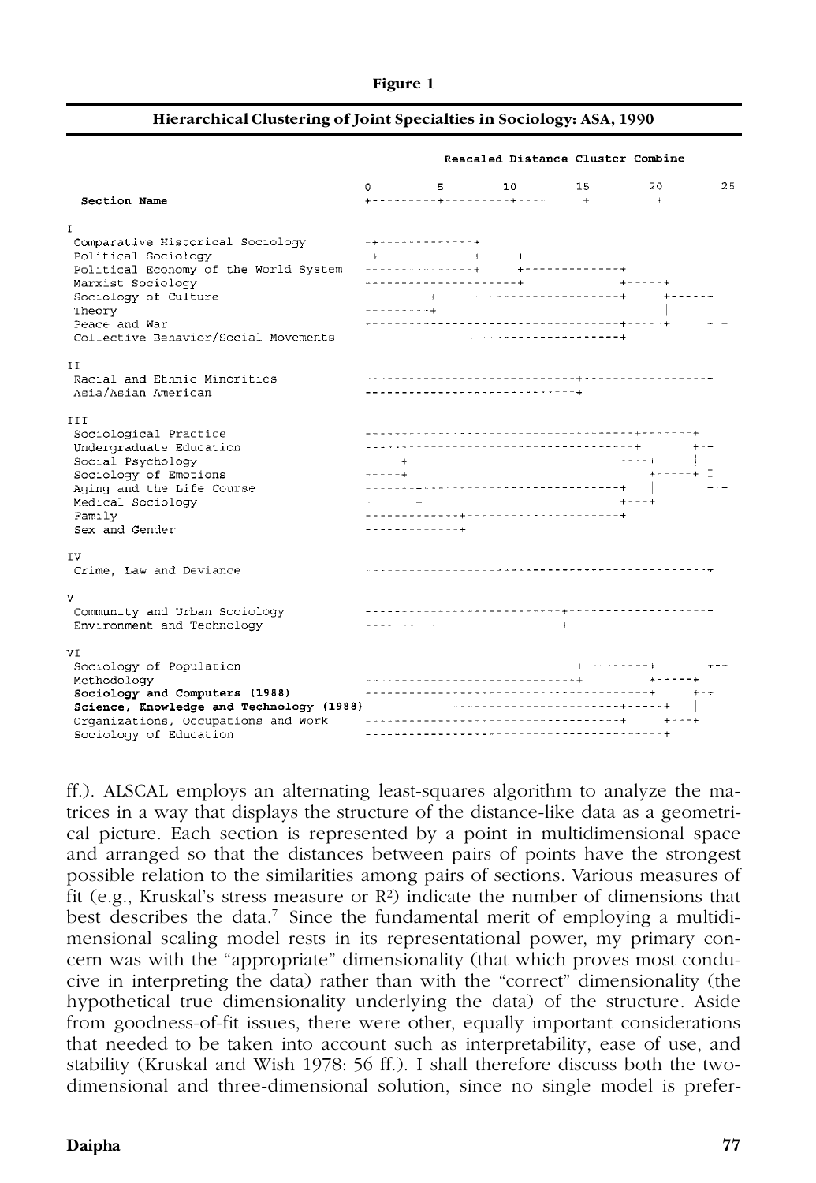**Figure 1**

**Hierarchical Clustering of Joint Specialties in Sociology: ASA, 1990**

```
                                              Rescaled Distance Cluster Combine

                                          0         5        10        15        20        25
 Section Name                             +---------+---------+---------+---------+---------+

I
 Comparative Historical Sociology         -+-------------+
 Political Sociology                      -+             +-----+
 Political Economy of the World System    ---------------+     +-------------+
 Marxist Sociology                        ---------------------+             +-----+
 Sociology of Culture                     ---------+-------------------------+     +-----+
 Theory                                   ---------+                               |     |
 Peace and War                            -----------------------------------+-----+     +-+
 Collective Behavior/Social Movements     -----------------------------------+           | |
                                                                                         | |
II                                                                                       | |
 Racial and Ethnic Minorities             -----------------------------+-----------------+ |
 Asia/Asian American                      -----------------------------+                   |
                                                                                           |
III                                                                                        |
 Sociological Practice                    ---------------------------------------+-------+ |
 Undergraduate Education                  -------------------------------------+         +-+ |
 Social Psychology                        -----+-------------------------------+         | | |
 Sociology of Emotions                    -----+                               +-----+   I |
 Aging and the Life Course                -------+---------------------------+     |     +-+
 Medical Sociology                        -------+                           +---+       | |
 Family                                   -------------+---------------------+           | |
 Sex and Gender                           -------------+                                 | |
                                                                                         | |
IV                                                                                       | |
 Crime, Law and Deviance                  -----------------------------------------------+ |
                                                                                           |
V                                                                                          |
 Community and Urban Sociology            ---------------------------+-------------------+ |
 Environment and Technology               ---------------------------+                   | |
                                                                                         | |
VI                                                                                       | |
 Sociology of Population                  -----------------------------+---------+       +-+
 Methodology                              -----------------------------+         +-----+ |
 Sociology and Computers (1988)           ---------------------------------------+     +-+
 Science, Knowledge and Technology (1988) -----------------------------------------+-----+ |
 Organizations, Occupations and Work      -----------------------------------+     +---+
 Sociology of Education                   -----------------------------------------+
```

ff.). ALSCAL employs an alternating least-squares algorithm to analyze the matrices in a way that displays the structure of the distance-like data as a geometrical picture. Each section is represented by a point in multidimensional space and arranged so that the distances between pairs of points have the strongest possible relation to the similarities among pairs of sections. Various measures of fit (e.g., Kruskal's stress measure or $R^2$) indicate the number of dimensions that best describes the data.[7] Since the fundamental merit of employing a multidimensional scaling model rests in its representational power, my primary concern was with the "appropriate" dimensionality (that which proves most conducive in interpreting the data) rather than with the "correct" dimensionality (the hypothetical true dimensionality underlying the data) of the structure. Aside from goodness-of-fit issues, there were other, equally important considerations that needed to be taken into account such as interpretability, ease of use, and stability (Kruskal and Wish 1978: 56 ff.). I shall therefore discuss both the two-dimensional and three-dimensional solution, since no single model is prefer-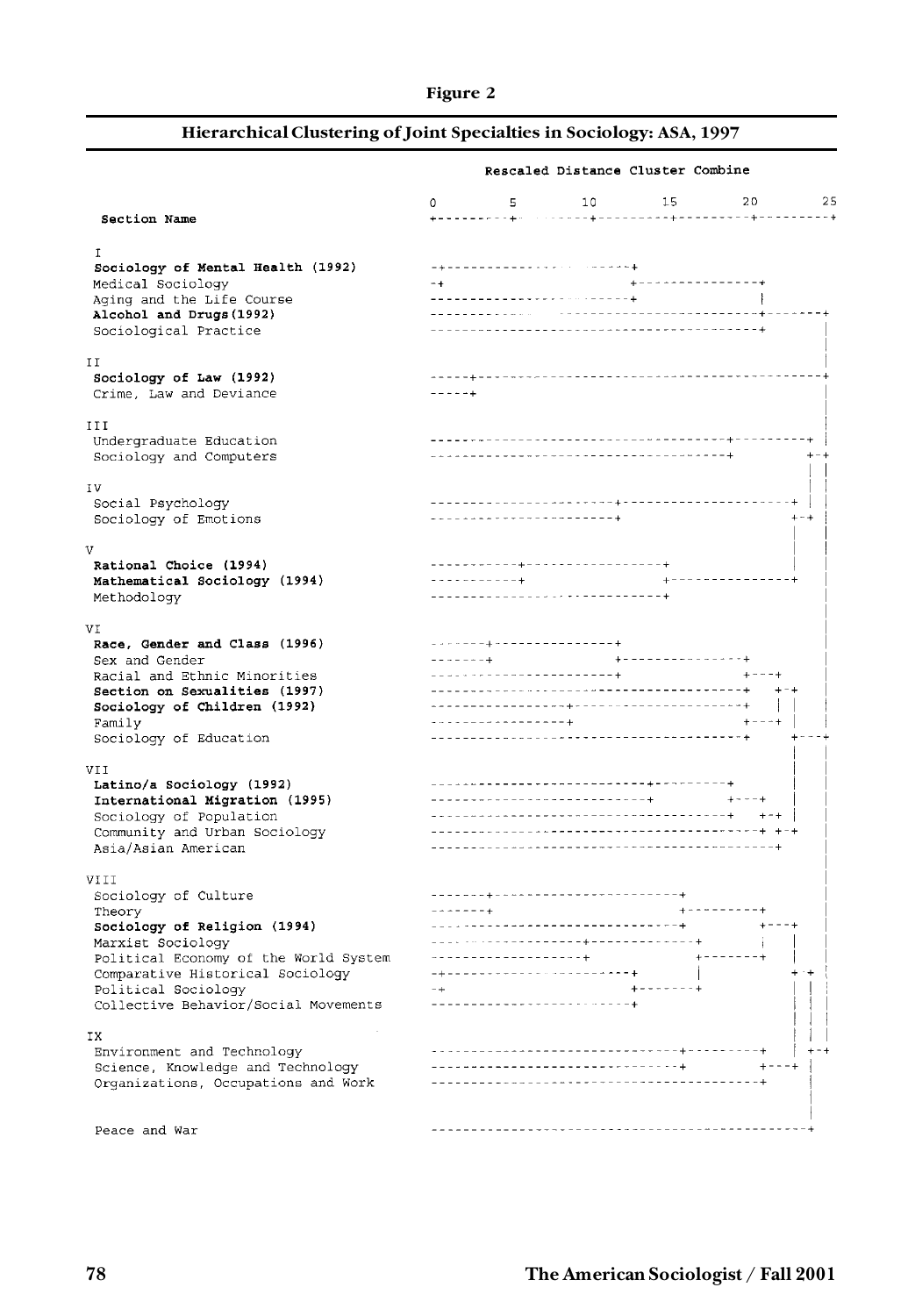**Figure 2**

## Hierarchical Clustering of Joint Specialties in Sociology: ASA, 1997

Rescaled Distance Cluster Combine

0 5 10 15 20 25

**Section Name**

I
**Sociology of Mental Health (1992)**
Medical Sociology
Aging and the Life Course
**Alcohol and Drugs (1992)**
Sociological Practice

II
**Sociology of Law (1992)**
Crime, Law and Deviance

III
Undergraduate Education
Sociology and Computers

IV
Social Psychology
Sociology of Emotions

V
**Rational Choice (1994)**
**Mathematical Sociology (1994)**
Methodology

VI
**Race, Gender and Class (1996)**
Sex and Gender
Racial and Ethnic Minorities
**Section on Sexualities (1997)**
**Sociology of Children (1992)**
Family
Sociology of Education

VII
**Latino/a Sociology (1992)**
**International Migration (1995)**
Sociology of Population
Community and Urban Sociology
Asia/Asian American

VIII
Sociology of Culture
Theory
**Sociology of Religion (1994)**
Marxist Sociology
Political Economy of the World System
Comparative Historical Sociology
Political Sociology
Collective Behavior/Social Movements

IX
Environment and Technology
Science, Knowledge and Technology
Organizations, Occupations and Work

Peace and War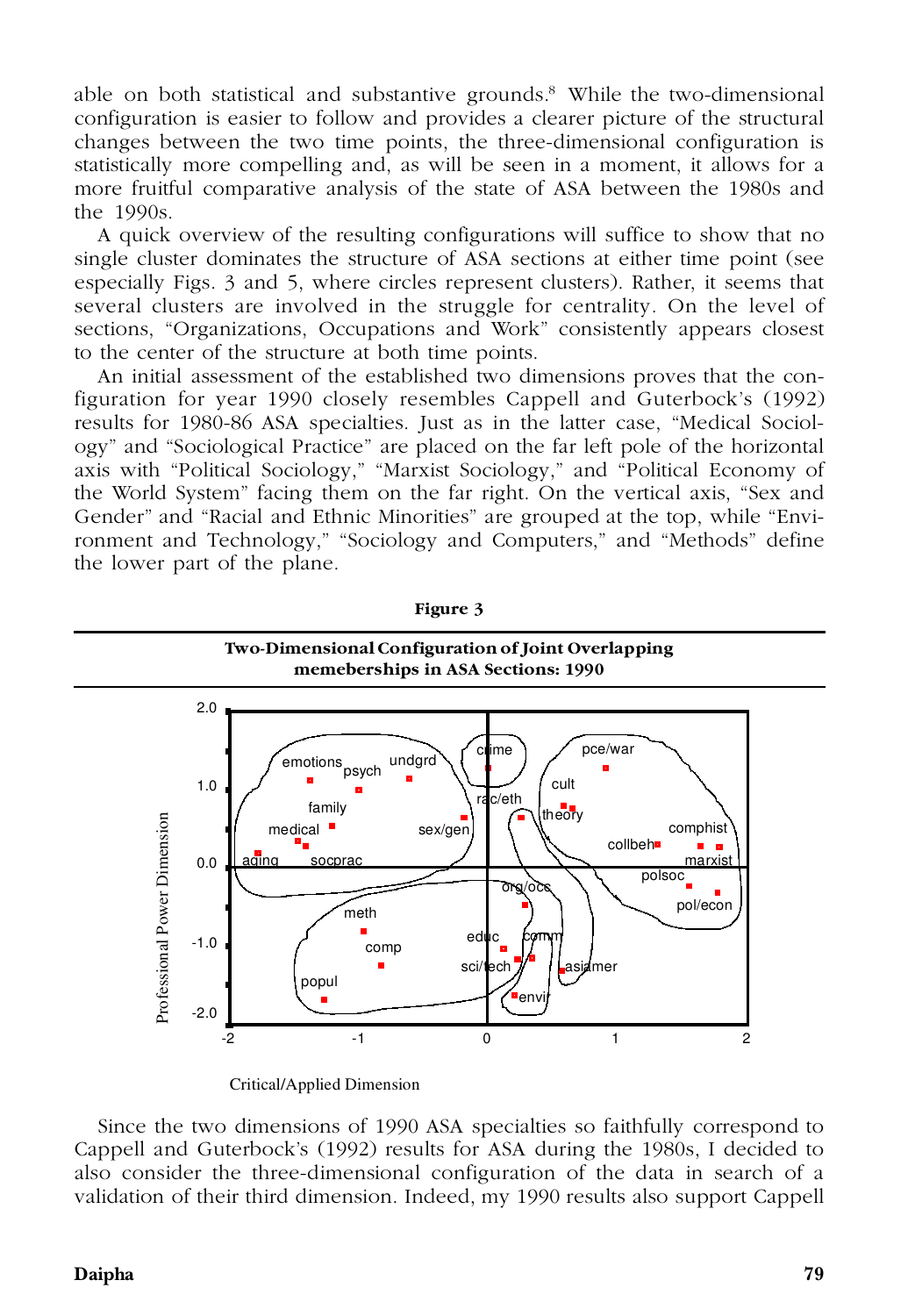able on both statistical and substantive grounds.[8] While the two-dimensional configuration is easier to follow and provides a clearer picture of the structural changes between the two time points, the three-dimensional configuration is statistically more compelling and, as will be seen in a moment, it allows for a more fruitful comparative analysis of the state of ASA between the 1980s and the 1990s.

A quick overview of the resulting configurations will suffice to show that no single cluster dominates the structure of ASA sections at either time point (see especially Figs. 3 and 5, where circles represent clusters). Rather, it seems that several clusters are involved in the struggle for centrality. On the level of sections, "Organizations, Occupations and Work" consistently appears closest to the center of the structure at both time points.

An initial assessment of the established two dimensions proves that the configuration for year 1990 closely resembles Cappell and Guterbock's (1992) results for 1980-86 ASA specialties. Just as in the latter case, "Medical Sociology" and "Sociological Practice" are placed on the far left pole of the horizontal axis with "Political Sociology," "Marxist Sociology," and "Political Economy of the World System" facing them on the far right. On the vertical axis, "Sex and Gender" and "Racial and Ethnic Minorities" are grouped at the top, while "Environment and Technology," "Sociology and Computers," and "Methods" define the lower part of the plane.

**Figure 3**

**Two-Dimensional Configuration of Joint Overlapping memeberships in ASA Sections: 1990**

Since the two dimensions of 1990 ASA specialties so faithfully correspond to Cappell and Guterbock's (1992) results for ASA during the 1980s, I decided to also consider the three-dimensional configuration of the data in search of a validation of their third dimension. Indeed, my 1990 results also support Cappell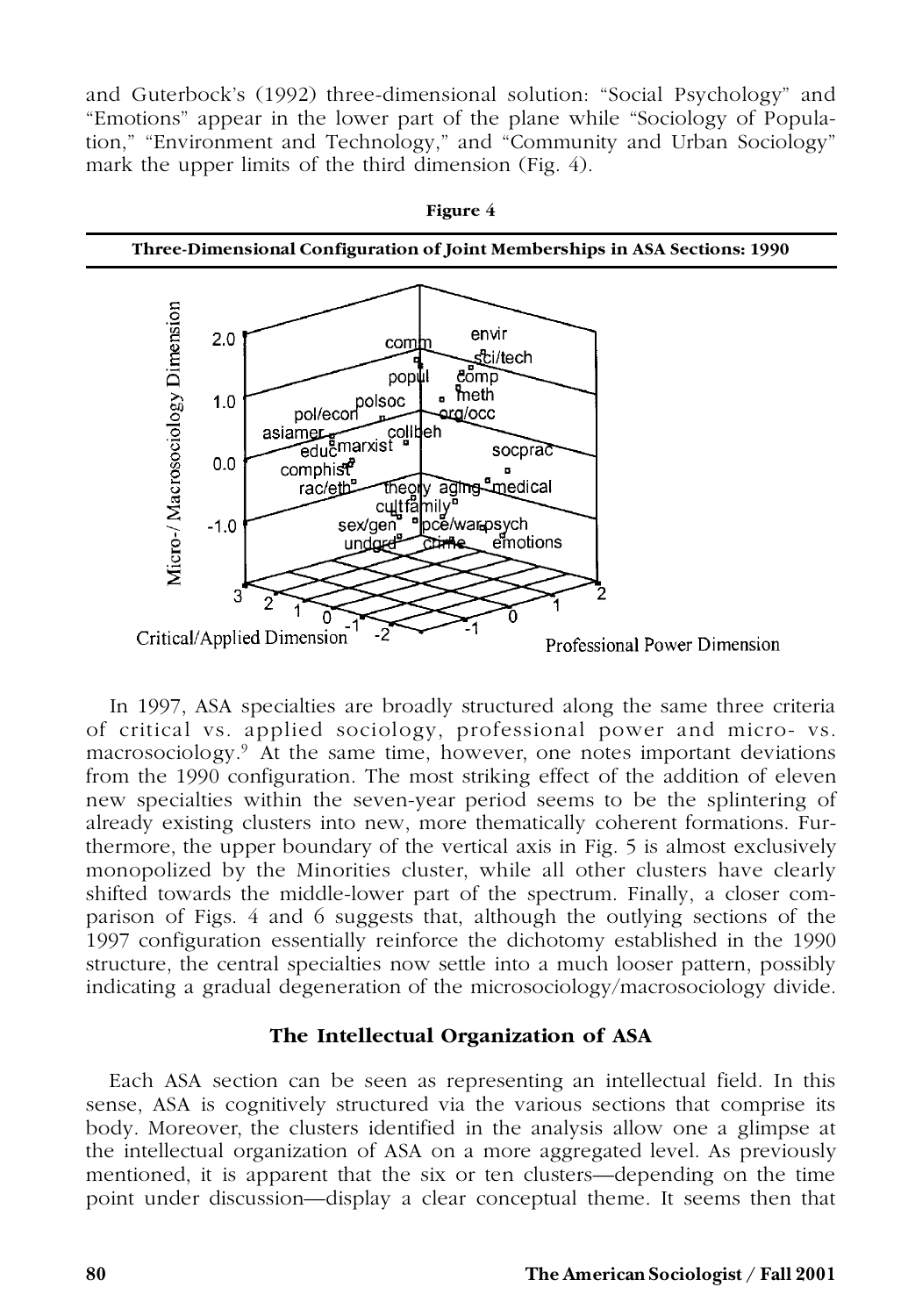and Guterbock's (1992) three-dimensional solution: "Social Psychology" and "Emotions" appear in the lower part of the plane while "Sociology of Population," "Environment and Technology," and "Community and Urban Sociology" mark the upper limits of the third dimension (Fig. 4).

**Figure 4**

**Three-Dimensional Configuration of Joint Memberships in ASA Sections: 1990**

In 1997, ASA specialties are broadly structured along the same three criteria of critical vs. applied sociology, professional power and micro- vs. macrosociology.[9] At the same time, however, one notes important deviations from the 1990 configuration. The most striking effect of the addition of eleven new specialties within the seven-year period seems to be the splintering of already existing clusters into new, more thematically coherent formations. Furthermore, the upper boundary of the vertical axis in Fig. 5 is almost exclusively monopolized by the Minorities cluster, while all other clusters have clearly shifted towards the middle-lower part of the spectrum. Finally, a closer comparison of Figs. 4 and 6 suggests that, although the outlying sections of the 1997 configuration essentially reinforce the dichotomy established in the 1990 structure, the central specialties now settle into a much looser pattern, possibly indicating a gradual degeneration of the microsociology/macrosociology divide.

## The Intellectual Organization of ASA

Each ASA section can be seen as representing an intellectual field. In this sense, ASA is cognitively structured via the various sections that comprise its body. Moreover, the clusters identified in the analysis allow one a glimpse at the intellectual organization of ASA on a more aggregated level. As previously mentioned, it is apparent that the six or ten clusters—depending on the time point under discussion—display a clear conceptual theme. It seems then that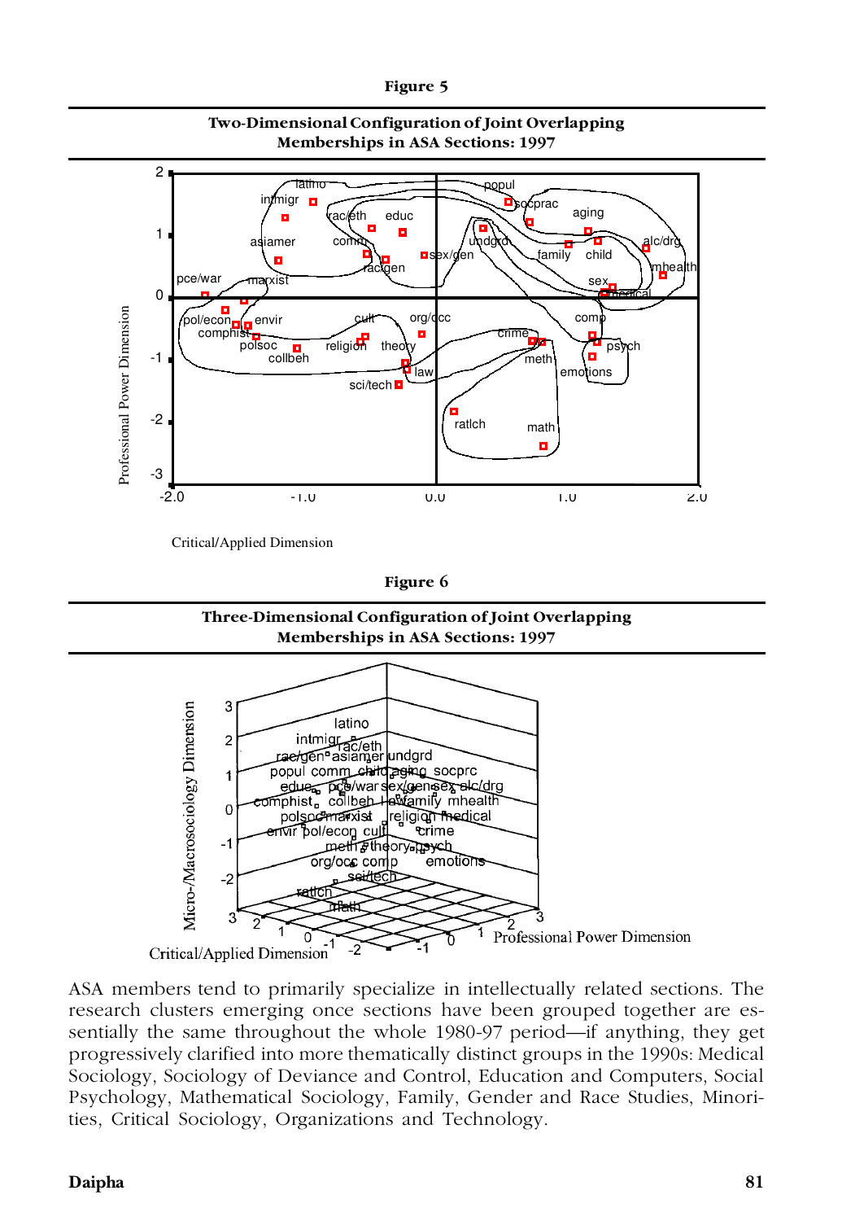**Figure 5**

**Two-Dimensional Configuration of Joint Overlapping Memberships in ASA Sections: 1997**

**Figure 6**

**Three-Dimensional Configuration of Joint Overlapping Memberships in ASA Sections: 1997**

ASA members tend to primarily specialize in intellectually related sections. The research clusters emerging once sections have been grouped together are essentially the same throughout the whole 1980-97 period—if anything, they get progressively clarified into more thematically distinct groups in the 1990s: Medical Sociology, Sociology of Deviance and Control, Education and Computers, Social Psychology, Mathematical Sociology, Family, Gender and Race Studies, Minorities, Critical Sociology, Organizations and Technology.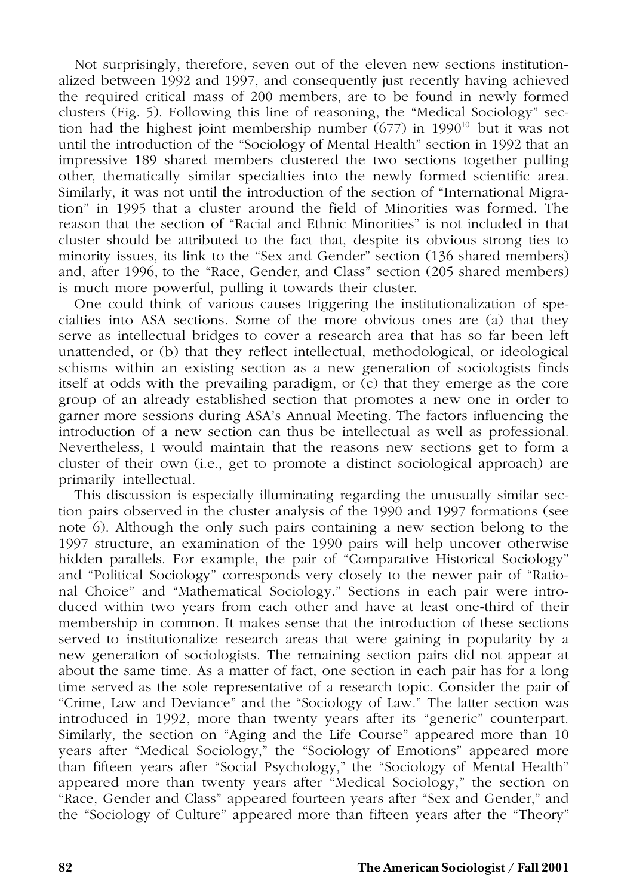Not surprisingly, therefore, seven out of the eleven new sections institutionalized between 1992 and 1997, and consequently just recently having achieved the required critical mass of 200 members, are to be found in newly formed clusters (Fig. 5). Following this line of reasoning, the "Medical Sociology" section had the highest joint membership number (677) in 1990[10] but it was not until the introduction of the "Sociology of Mental Health" section in 1992 that an impressive 189 shared members clustered the two sections together pulling other, thematically similar specialties into the newly formed scientific area. Similarly, it was not until the introduction of the section of "International Migration" in 1995 that a cluster around the field of Minorities was formed. The reason that the section of "Racial and Ethnic Minorities" is not included in that cluster should be attributed to the fact that, despite its obvious strong ties to minority issues, its link to the "Sex and Gender" section (136 shared members) and, after 1996, to the "Race, Gender, and Class" section (205 shared members) is much more powerful, pulling it towards their cluster.

One could think of various causes triggering the institutionalization of specialties into ASA sections. Some of the more obvious ones are (a) that they serve as intellectual bridges to cover a research area that has so far been left unattended, or (b) that they reflect intellectual, methodological, or ideological schisms within an existing section as a new generation of sociologists finds itself at odds with the prevailing paradigm, or (c) that they emerge as the core group of an already established section that promotes a new one in order to garner more sessions during ASA's Annual Meeting. The factors influencing the introduction of a new section can thus be intellectual as well as professional. Nevertheless, I would maintain that the reasons new sections get to form a cluster of their own (i.e., get to promote a distinct sociological approach) are primarily intellectual.

This discussion is especially illuminating regarding the unusually similar section pairs observed in the cluster analysis of the 1990 and 1997 formations (see note 6). Although the only such pairs containing a new section belong to the 1997 structure, an examination of the 1990 pairs will help uncover otherwise hidden parallels. For example, the pair of "Comparative Historical Sociology" and "Political Sociology" corresponds very closely to the newer pair of "Rational Choice" and "Mathematical Sociology." Sections in each pair were introduced within two years from each other and have at least one-third of their membership in common. It makes sense that the introduction of these sections served to institutionalize research areas that were gaining in popularity by a new generation of sociologists. The remaining section pairs did not appear at about the same time. As a matter of fact, one section in each pair has for a long time served as the sole representative of a research topic. Consider the pair of "Crime, Law and Deviance" and the "Sociology of Law." The latter section was introduced in 1992, more than twenty years after its "generic" counterpart. Similarly, the section on "Aging and the Life Course" appeared more than 10 years after "Medical Sociology," the "Sociology of Emotions" appeared more than fifteen years after "Social Psychology," the "Sociology of Mental Health" appeared more than twenty years after "Medical Sociology," the section on "Race, Gender and Class" appeared fourteen years after "Sex and Gender," and the "Sociology of Culture" appeared more than fifteen years after the "Theory"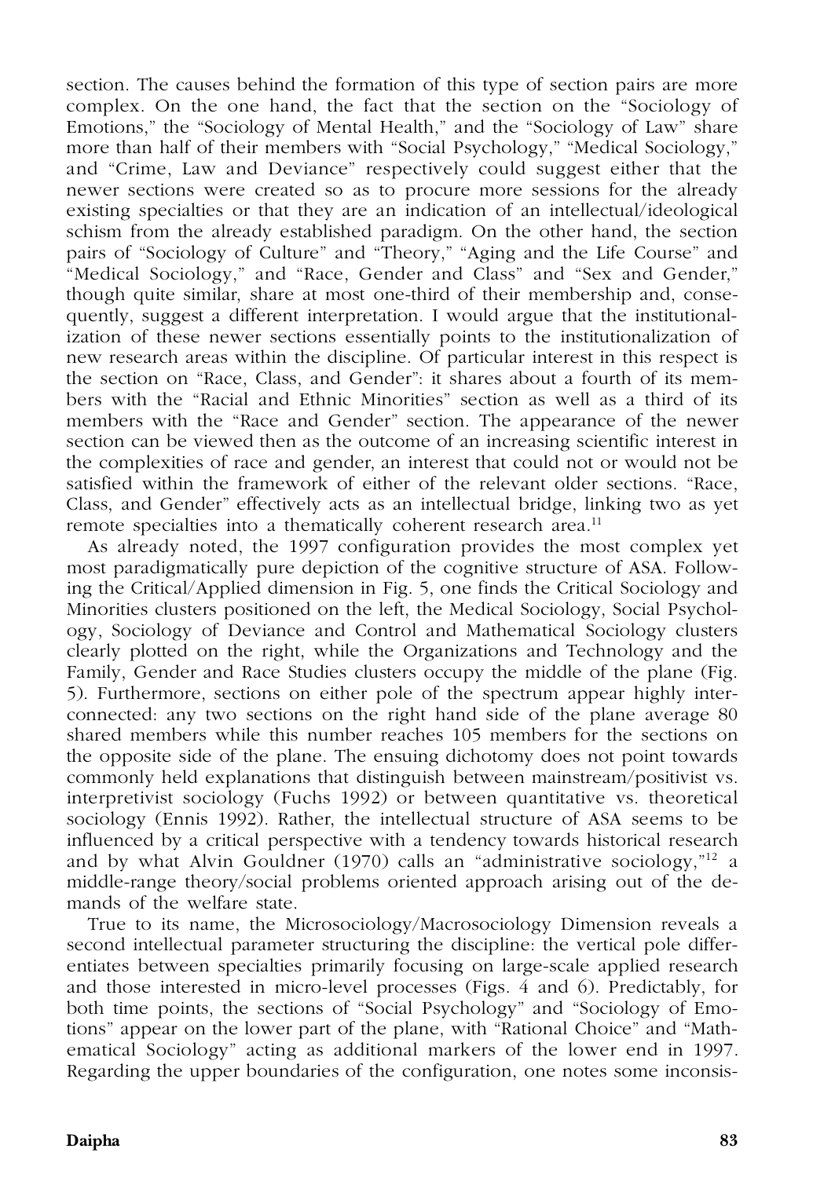section. The causes behind the formation of this type of section pairs are more complex. On the one hand, the fact that the section on the "Sociology of Emotions," the "Sociology of Mental Health," and the "Sociology of Law" share more than half of their members with "Social Psychology," "Medical Sociology," and "Crime, Law and Deviance" respectively could suggest either that the newer sections were created so as to procure more sessions for the already existing specialties or that they are an indication of an intellectual/ideological schism from the already established paradigm. On the other hand, the section pairs of "Sociology of Culture" and "Theory," "Aging and the Life Course" and "Medical Sociology," and "Race, Gender and Class" and "Sex and Gender," though quite similar, share at most one-third of their membership and, consequently, suggest a different interpretation. I would argue that the institutionalization of these newer sections essentially points to the institutionalization of new research areas within the discipline. Of particular interest in this respect is the section on "Race, Class, and Gender": it shares about a fourth of its members with the "Racial and Ethnic Minorities" section as well as a third of its members with the "Race and Gender" section. The appearance of the newer section can be viewed then as the outcome of an increasing scientific interest in the complexities of race and gender, an interest that could not or would not be satisfied within the framework of either of the relevant older sections. "Race, Class, and Gender" effectively acts as an intellectual bridge, linking two as yet remote specialties into a thematically coherent research area.[11]

As already noted, the 1997 configuration provides the most complex yet most paradigmatically pure depiction of the cognitive structure of ASA. Following the Critical/Applied dimension in Fig. 5, one finds the Critical Sociology and Minorities clusters positioned on the left, the Medical Sociology, Social Psychology, Sociology of Deviance and Control and Mathematical Sociology clusters clearly plotted on the right, while the Organizations and Technology and the Family, Gender and Race Studies clusters occupy the middle of the plane (Fig. 5). Furthermore, sections on either pole of the spectrum appear highly interconnected: any two sections on the right hand side of the plane average 80 shared members while this number reaches 105 members for the sections on the opposite side of the plane. The ensuing dichotomy does not point towards commonly held explanations that distinguish between mainstream/positivist vs. interpretivist sociology (Fuchs 1992) or between quantitative vs. theoretical sociology (Ennis 1992). Rather, the intellectual structure of ASA seems to be influenced by a critical perspective with a tendency towards historical research and by what Alvin Gouldner (1970) calls an "administrative sociology,"[12] a middle-range theory/social problems oriented approach arising out of the demands of the welfare state.

True to its name, the Microsociology/Macrosociology Dimension reveals a second intellectual parameter structuring the discipline: the vertical pole differentiates between specialties primarily focusing on large-scale applied research and those interested in micro-level processes (Figs. 4 and 6). Predictably, for both time points, the sections of "Social Psychology" and "Sociology of Emotions" appear on the lower part of the plane, with "Rational Choice" and "Mathematical Sociology" acting as additional markers of the lower end in 1997. Regarding the upper boundaries of the configuration, one notes some inconsis-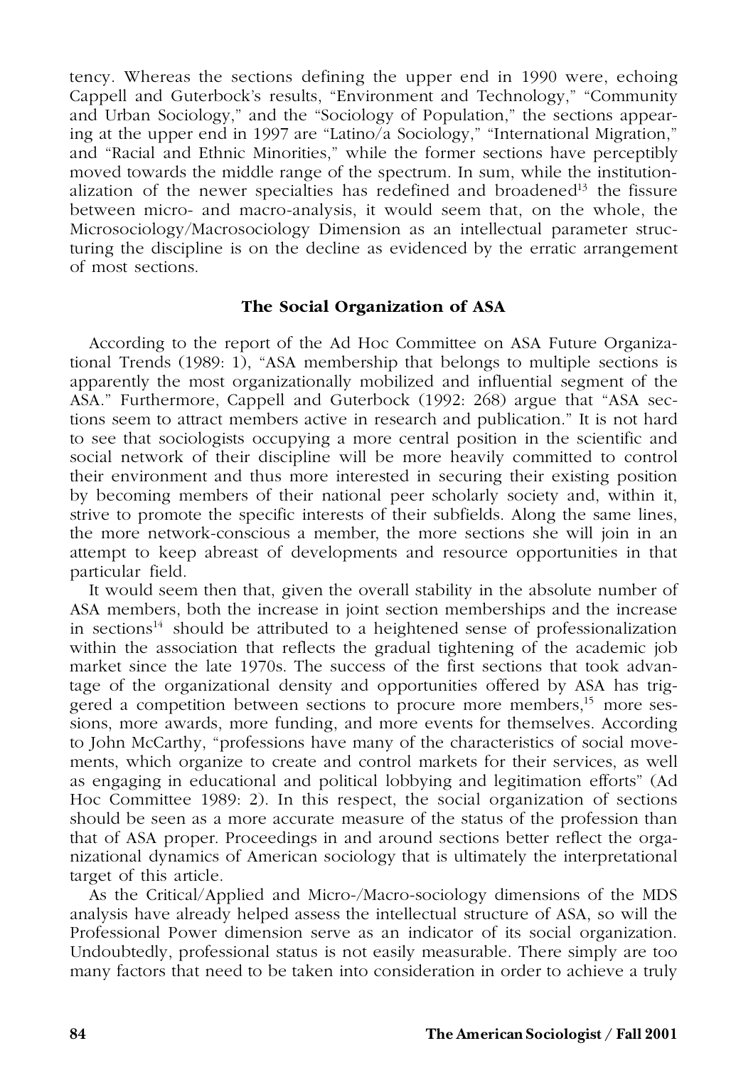tency. Whereas the sections defining the upper end in 1990 were, echoing Cappell and Guterbock's results, "Environment and Technology," "Community and Urban Sociology," and the "Sociology of Population," the sections appearing at the upper end in 1997 are "Latino/a Sociology," "International Migration," and "Racial and Ethnic Minorities," while the former sections have perceptibly moved towards the middle range of the spectrum. In sum, while the institutionalization of the newer specialties has redefined and broadened[13] the fissure between micro- and macro-analysis, it would seem that, on the whole, the Microsociology/Macrosociology Dimension as an intellectual parameter structuring the discipline is on the decline as evidenced by the erratic arrangement of most sections.

## The Social Organization of ASA

According to the report of the Ad Hoc Committee on ASA Future Organizational Trends (1989: 1), "ASA membership that belongs to multiple sections is apparently the most organizationally mobilized and influential segment of the ASA." Furthermore, Cappell and Guterbock (1992: 268) argue that "ASA sections seem to attract members active in research and publication." It is not hard to see that sociologists occupying a more central position in the scientific and social network of their discipline will be more heavily committed to control their environment and thus more interested in securing their existing position by becoming members of their national peer scholarly society and, within it, strive to promote the specific interests of their subfields. Along the same lines, the more network-conscious a member, the more sections she will join in an attempt to keep abreast of developments and resource opportunities in that particular field.

It would seem then that, given the overall stability in the absolute number of ASA members, both the increase in joint section memberships and the increase in sections[14] should be attributed to a heightened sense of professionalization within the association that reflects the gradual tightening of the academic job market since the late 1970s. The success of the first sections that took advantage of the organizational density and opportunities offered by ASA has triggered a competition between sections to procure more members,[15] more sessions, more awards, more funding, and more events for themselves. According to John McCarthy, "professions have many of the characteristics of social movements, which organize to create and control markets for their services, as well as engaging in educational and political lobbying and legitimation efforts" (Ad Hoc Committee 1989: 2). In this respect, the social organization of sections should be seen as a more accurate measure of the status of the profession than that of ASA proper. Proceedings in and around sections better reflect the organizational dynamics of American sociology that is ultimately the interpretational target of this article.

As the Critical/Applied and Micro-/Macro-sociology dimensions of the MDS analysis have already helped assess the intellectual structure of ASA, so will the Professional Power dimension serve as an indicator of its social organization. Undoubtedly, professional status is not easily measurable. There simply are too many factors that need to be taken into consideration in order to achieve a truly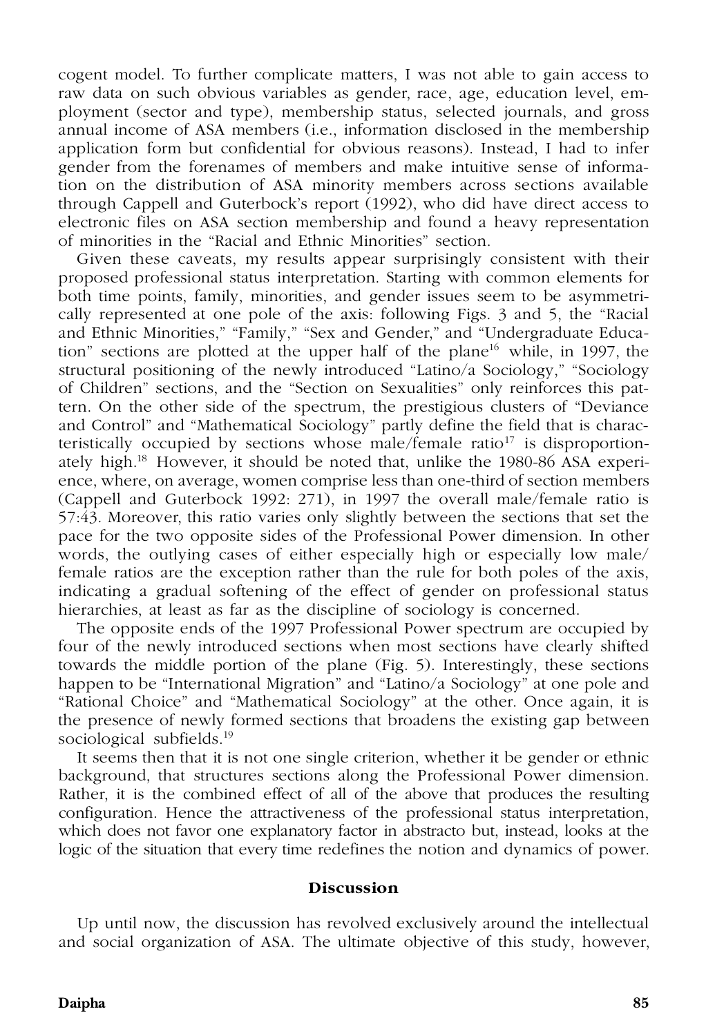cogent model. To further complicate matters, I was not able to gain access to raw data on such obvious variables as gender, race, age, education level, employment (sector and type), membership status, selected journals, and gross annual income of ASA members (i.e., information disclosed in the membership application form but confidential for obvious reasons). Instead, I had to infer gender from the forenames of members and make intuitive sense of information on the distribution of ASA minority members across sections available through Cappell and Guterbock's report (1992), who did have direct access to electronic files on ASA section membership and found a heavy representation of minorities in the "Racial and Ethnic Minorities" section.

Given these caveats, my results appear surprisingly consistent with their proposed professional status interpretation. Starting with common elements for both time points, family, minorities, and gender issues seem to be asymmetrically represented at one pole of the axis: following Figs. 3 and 5, the "Racial and Ethnic Minorities," "Family," "Sex and Gender," and "Undergraduate Education" sections are plotted at the upper half of the plane[16] while, in 1997, the structural positioning of the newly introduced "Latino/a Sociology," "Sociology of Children" sections, and the "Section on Sexualities" only reinforces this pattern. On the other side of the spectrum, the prestigious clusters of "Deviance and Control" and "Mathematical Sociology" partly define the field that is characteristically occupied by sections whose male/female ratio[17] is disproportionately high.[18] However, it should be noted that, unlike the 1980-86 ASA experience, where, on average, women comprise less than one-third of section members (Cappell and Guterbock 1992: 271), in 1997 the overall male/female ratio is 57:43. Moreover, this ratio varies only slightly between the sections that set the pace for the two opposite sides of the Professional Power dimension. In other words, the outlying cases of either especially high or especially low male/female ratios are the exception rather than the rule for both poles of the axis, indicating a gradual softening of the effect of gender on professional status hierarchies, at least as far as the discipline of sociology is concerned.

The opposite ends of the 1997 Professional Power spectrum are occupied by four of the newly introduced sections when most sections have clearly shifted towards the middle portion of the plane (Fig. 5). Interestingly, these sections happen to be "International Migration" and "Latino/a Sociology" at one pole and "Rational Choice" and "Mathematical Sociology" at the other. Once again, it is the presence of newly formed sections that broadens the existing gap between sociological subfields.[19]

It seems then that it is not one single criterion, whether it be gender or ethnic background, that structures sections along the Professional Power dimension. Rather, it is the combined effect of all of the above that produces the resulting configuration. Hence the attractiveness of the professional status interpretation, which does not favor one explanatory factor in abstracto but, instead, looks at the logic of the situation that every time redefines the notion and dynamics of power.

## Discussion

Up until now, the discussion has revolved exclusively around the intellectual and social organization of ASA. The ultimate objective of this study, however,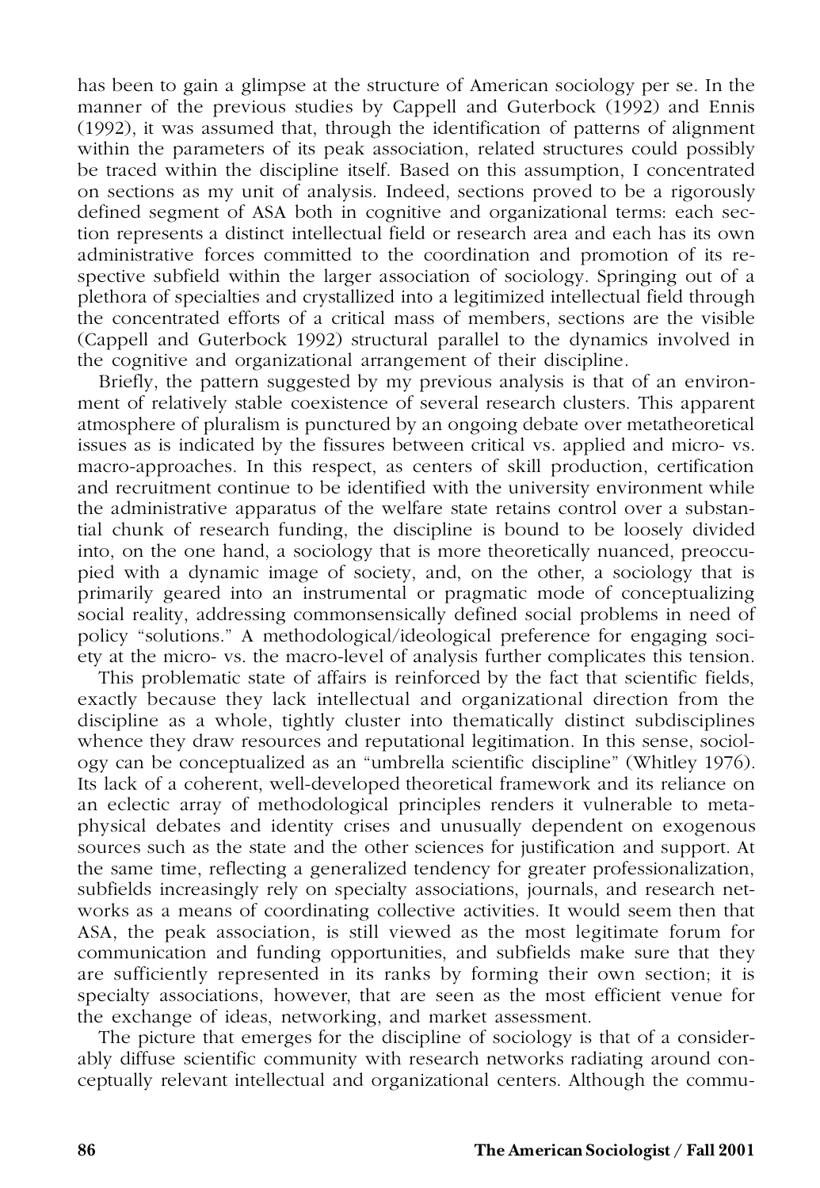has been to gain a glimpse at the structure of American sociology per se. In the manner of the previous studies by Cappell and Guterbock (1992) and Ennis (1992), it was assumed that, through the identification of patterns of alignment within the parameters of its peak association, related structures could possibly be traced within the discipline itself. Based on this assumption, I concentrated on sections as my unit of analysis. Indeed, sections proved to be a rigorously defined segment of ASA both in cognitive and organizational terms: each section represents a distinct intellectual field or research area and each has its own administrative forces committed to the coordination and promotion of its respective subfield within the larger association of sociology. Springing out of a plethora of specialties and crystallized into a legitimized intellectual field through the concentrated efforts of a critical mass of members, sections are the visible (Cappell and Guterbock 1992) structural parallel to the dynamics involved in the cognitive and organizational arrangement of their discipline.

Briefly, the pattern suggested by my previous analysis is that of an environment of relatively stable coexistence of several research clusters. This apparent atmosphere of pluralism is punctured by an ongoing debate over metatheoretical issues as is indicated by the fissures between critical vs. applied and micro- vs. macro-approaches. In this respect, as centers of skill production, certification and recruitment continue to be identified with the university environment while the administrative apparatus of the welfare state retains control over a substantial chunk of research funding, the discipline is bound to be loosely divided into, on the one hand, a sociology that is more theoretically nuanced, preoccupied with a dynamic image of society, and, on the other, a sociology that is primarily geared into an instrumental or pragmatic mode of conceptualizing social reality, addressing commonsensically defined social problems in need of policy "solutions." A methodological/ideological preference for engaging society at the micro- vs. the macro-level of analysis further complicates this tension.

This problematic state of affairs is reinforced by the fact that scientific fields, exactly because they lack intellectual and organizational direction from the discipline as a whole, tightly cluster into thematically distinct subdisciplines whence they draw resources and reputational legitimation. In this sense, sociology can be conceptualized as an "umbrella scientific discipline" (Whitley 1976). Its lack of a coherent, well-developed theoretical framework and its reliance on an eclectic array of methodological principles renders it vulnerable to metaphysical debates and identity crises and unusually dependent on exogenous sources such as the state and the other sciences for justification and support. At the same time, reflecting a generalized tendency for greater professionalization, subfields increasingly rely on specialty associations, journals, and research networks as a means of coordinating collective activities. It would seem then that ASA, the peak association, is still viewed as the most legitimate forum for communication and funding opportunities, and subfields make sure that they are sufficiently represented in its ranks by forming their own section; it is specialty associations, however, that are seen as the most efficient venue for the exchange of ideas, networking, and market assessment.

The picture that emerges for the discipline of sociology is that of a considerably diffuse scientific community with research networks radiating around conceptually relevant intellectual and organizational centers. Although the commu-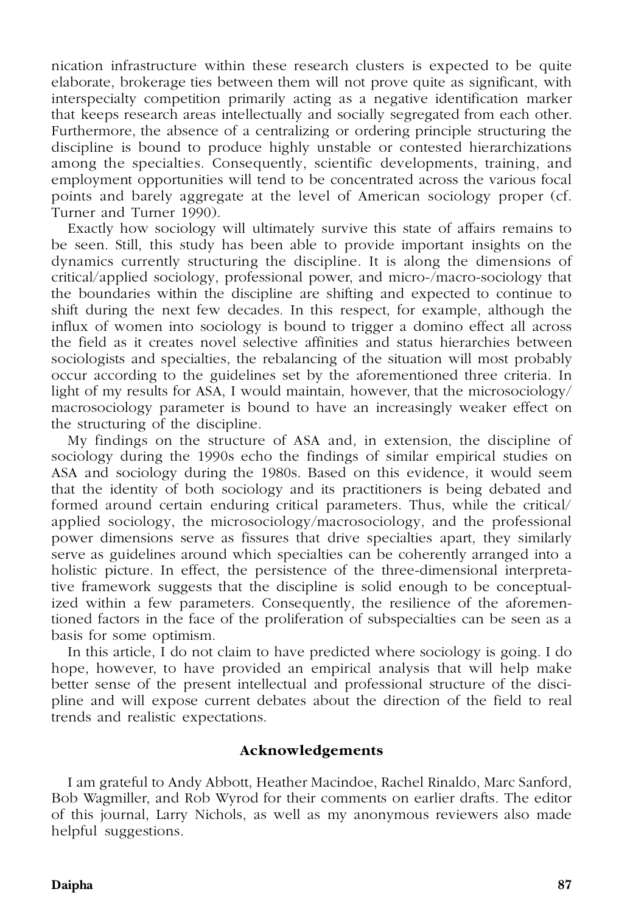nication infrastructure within these research clusters is expected to be quite elaborate, brokerage ties between them will not prove quite as significant, with interspecialty competition primarily acting as a negative identification marker that keeps research areas intellectually and socially segregated from each other. Furthermore, the absence of a centralizing or ordering principle structuring the discipline is bound to produce highly unstable or contested hierarchizations among the specialties. Consequently, scientific developments, training, and employment opportunities will tend to be concentrated across the various focal points and barely aggregate at the level of American sociology proper (cf. Turner and Turner 1990).

Exactly how sociology will ultimately survive this state of affairs remains to be seen. Still, this study has been able to provide important insights on the dynamics currently structuring the discipline. It is along the dimensions of critical/applied sociology, professional power, and micro-/macro-sociology that the boundaries within the discipline are shifting and expected to continue to shift during the next few decades. In this respect, for example, although the influx of women into sociology is bound to trigger a domino effect all across the field as it creates novel selective affinities and status hierarchies between sociologists and specialties, the rebalancing of the situation will most probably occur according to the guidelines set by the aforementioned three criteria. In light of my results for ASA, I would maintain, however, that the microsociology/macrosociology parameter is bound to have an increasingly weaker effect on the structuring of the discipline.

My findings on the structure of ASA and, in extension, the discipline of sociology during the 1990s echo the findings of similar empirical studies on ASA and sociology during the 1980s. Based on this evidence, it would seem that the identity of both sociology and its practitioners is being debated and formed around certain enduring critical parameters. Thus, while the critical/applied sociology, the microsociology/macrosociology, and the professional power dimensions serve as fissures that drive specialties apart, they similarly serve as guidelines around which specialties can be coherently arranged into a holistic picture. In effect, the persistence of the three-dimensional interpretative framework suggests that the discipline is solid enough to be conceptualized within a few parameters. Consequently, the resilience of the aforementioned factors in the face of the proliferation of subspecialties can be seen as a basis for some optimism.

In this article, I do not claim to have predicted where sociology is going. I do hope, however, to have provided an empirical analysis that will help make better sense of the present intellectual and professional structure of the discipline and will expose current debates about the direction of the field to real trends and realistic expectations.

## Acknowledgements

I am grateful to Andy Abbott, Heather Macindoe, Rachel Rinaldo, Marc Sanford, Bob Wagmiller, and Rob Wyrod for their comments on earlier drafts. The editor of this journal, Larry Nichols, as well as my anonymous reviewers also made helpful suggestions.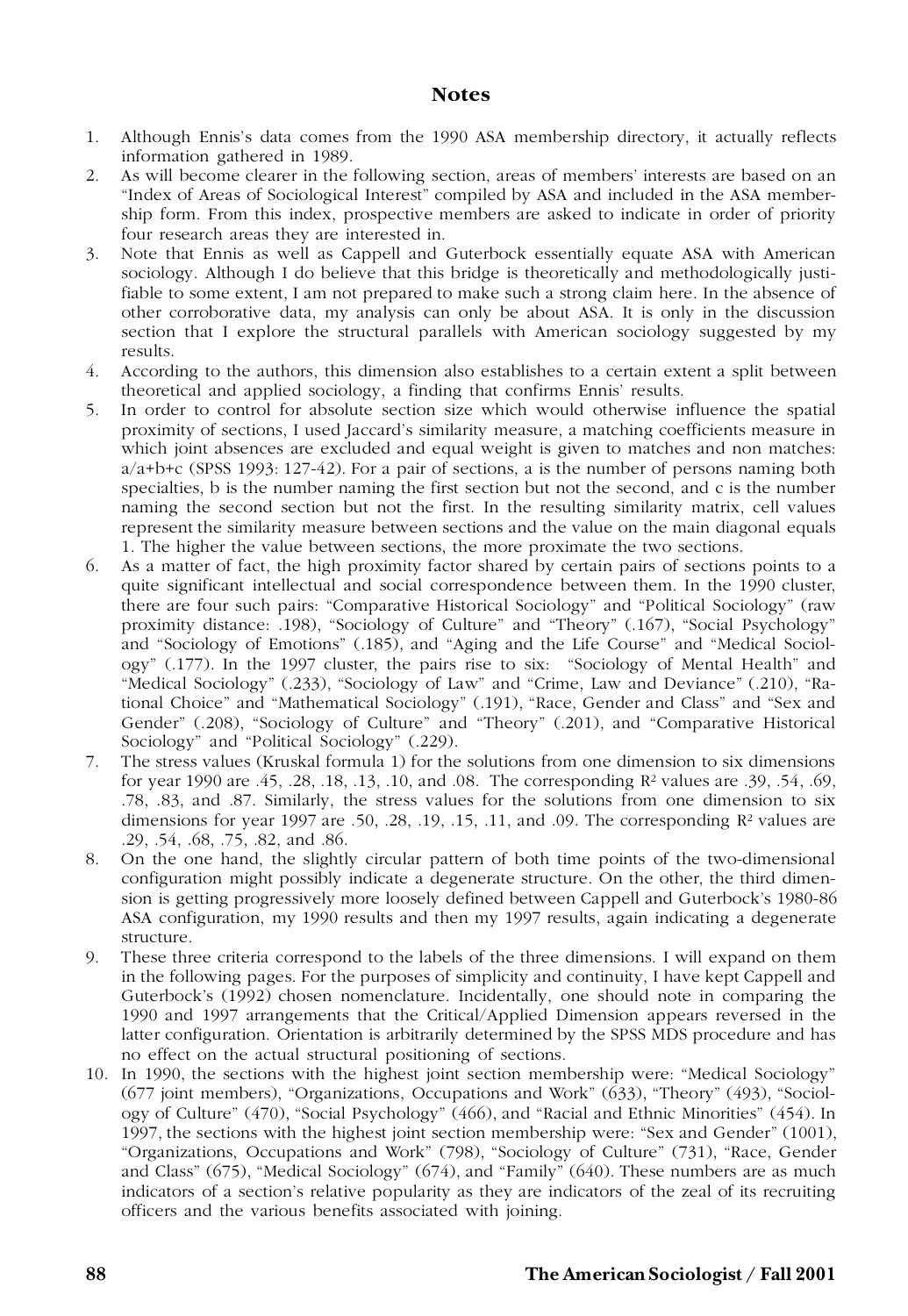## Notes

1. Although Ennis's data comes from the 1990 ASA membership directory, it actually reflects information gathered in 1989.
2. As will become clearer in the following section, areas of members' interests are based on an "Index of Areas of Sociological Interest" compiled by ASA and included in the ASA membership form. From this index, prospective members are asked to indicate in order of priority four research areas they are interested in.
3. Note that Ennis as well as Cappell and Guterbock essentially equate ASA with American sociology. Although I do believe that this bridge is theoretically and methodologically justifiable to some extent, I am not prepared to make such a strong claim here. In the absence of other corroborative data, my analysis can only be about ASA. It is only in the discussion section that I explore the structural parallels with American sociology suggested by my results.
4. According to the authors, this dimension also establishes to a certain extent a split between theoretical and applied sociology, a finding that confirms Ennis' results.
5. In order to control for absolute section size which would otherwise influence the spatial proximity of sections, I used Jaccard's similarity measure, a matching coefficients measure in which joint absences are excluded and equal weight is given to matches and non matches: a/a+b+c (SPSS 1993: 127-42). For a pair of sections, a is the number of persons naming both specialties, b is the number naming the first section but not the second, and c is the number naming the second section but not the first. In the resulting similarity matrix, cell values represent the similarity measure between sections and the value on the main diagonal equals 1. The higher the value between sections, the more proximate the two sections.
6. As a matter of fact, the high proximity factor shared by certain pairs of sections points to a quite significant intellectual and social correspondence between them. In the 1990 cluster, there are four such pairs: "Comparative Historical Sociology" and "Political Sociology" (raw proximity distance: .198), "Sociology of Culture" and "Theory" (.167), "Social Psychology" and "Sociology of Emotions" (.185), and "Aging and the Life Course" and "Medical Sociology" (.177). In the 1997 cluster, the pairs rise to six: "Sociology of Mental Health" and "Medical Sociology" (.233), "Sociology of Law" and "Crime, Law and Deviance" (.210), "Rational Choice" and "Mathematical Sociology" (.191), "Race, Gender and Class" and "Sex and Gender" (.208), "Sociology of Culture" and "Theory" (.201), and "Comparative Historical Sociology" and "Political Sociology" (.229).
7. The stress values (Kruskal formula 1) for the solutions from one dimension to six dimensions for year 1990 are .45, .28, .18, .13, .10, and .08. The corresponding $R^2$ values are .39, .54, .69, .78, .83, and .87. Similarly, the stress values for the solutions from one dimension to six dimensions for year 1997 are .50, .28, .19, .15, .11, and .09. The corresponding $R^2$ values are .29, .54, .68, .75, .82, and .86.
8. On the one hand, the slightly circular pattern of both time points of the two-dimensional configuration might possibly indicate a degenerate structure. On the other, the third dimension is getting progressively more loosely defined between Cappell and Guterbock's 1980-86 ASA configuration, my 1990 results and then my 1997 results, again indicating a degenerate structure.
9. These three criteria correspond to the labels of the three dimensions. I will expand on them in the following pages. For the purposes of simplicity and continuity, I have kept Cappell and Guterbock's (1992) chosen nomenclature. Incidentally, one should note in comparing the 1990 and 1997 arrangements that the Critical/Applied Dimension appears reversed in the latter configuration. Orientation is arbitrarily determined by the SPSS MDS procedure and has no effect on the actual structural positioning of sections.
10. In 1990, the sections with the highest joint section membership were: "Medical Sociology" (677 joint members), "Organizations, Occupations and Work" (633), "Theory" (493), "Sociology of Culture" (470), "Social Psychology" (466), and "Racial and Ethnic Minorities" (454). In 1997, the sections with the highest joint section membership were: "Sex and Gender" (1001), "Organizations, Occupations and Work" (798), "Sociology of Culture" (731), "Race, Gender and Class" (675), "Medical Sociology" (674), and "Family" (640). These numbers are as much indicators of a section's relative popularity as they are indicators of the zeal of its recruiting officers and the various benefits associated with joining.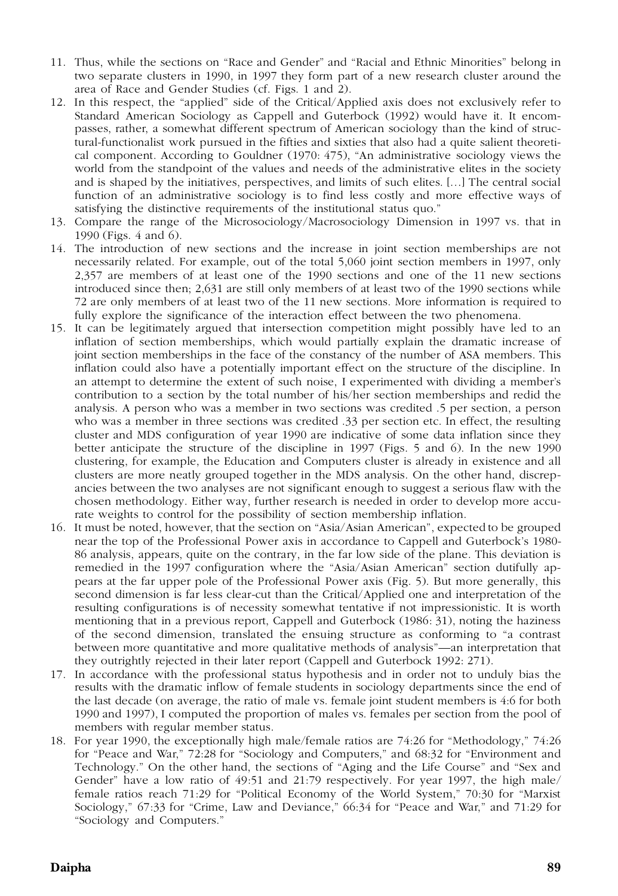11. Thus, while the sections on "Race and Gender" and "Racial and Ethnic Minorities" belong in two separate clusters in 1990, in 1997 they form part of a new research cluster around the area of Race and Gender Studies (cf. Figs. 1 and 2).
12. In this respect, the "applied" side of the Critical/Applied axis does not exclusively refer to Standard American Sociology as Cappell and Guterbock (1992) would have it. It encompasses, rather, a somewhat different spectrum of American sociology than the kind of structural-functionalist work pursued in the fifties and sixties that also had a quite salient theoretical component. According to Gouldner (1970: 475), "An administrative sociology views the world from the standpoint of the values and needs of the administrative elites in the society and is shaped by the initiatives, perspectives, and limits of such elites. […] The central social function of an administrative sociology is to find less costly and more effective ways of satisfying the distinctive requirements of the institutional status quo."
13. Compare the range of the Microsociology/Macrosociology Dimension in 1997 vs. that in 1990 (Figs. 4 and 6).
14. The introduction of new sections and the increase in joint section memberships are not necessarily related. For example, out of the total 5,060 joint section members in 1997, only 2,357 are members of at least one of the 1990 sections and one of the 11 new sections introduced since then; 2,631 are still only members of at least two of the 1990 sections while 72 are only members of at least two of the 11 new sections. More information is required to fully explore the significance of the interaction effect between the two phenomena.
15. It can be legitimately argued that intersection competition might possibly have led to an inflation of section memberships, which would partially explain the dramatic increase of joint section memberships in the face of the constancy of the number of ASA members. This inflation could also have a potentially important effect on the structure of the discipline. In an attempt to determine the extent of such noise, I experimented with dividing a member's contribution to a section by the total number of his/her section memberships and redid the analysis. A person who was a member in two sections was credited .5 per section, a person who was a member in three sections was credited .33 per section etc. In effect, the resulting cluster and MDS configuration of year 1990 are indicative of some data inflation since they better anticipate the structure of the discipline in 1997 (Figs. 5 and 6). In the new 1990 clustering, for example, the Education and Computers cluster is already in existence and all clusters are more neatly grouped together in the MDS analysis. On the other hand, discrepancies between the two analyses are not significant enough to suggest a serious flaw with the chosen methodology. Either way, further research is needed in order to develop more accurate weights to control for the possibility of section membership inflation.
16. It must be noted, however, that the section on "Asia/Asian American", expected to be grouped near the top of the Professional Power axis in accordance to Cappell and Guterbock's 1980-86 analysis, appears, quite on the contrary, in the far low side of the plane. This deviation is remedied in the 1997 configuration where the "Asia/Asian American" section dutifully appears at the far upper pole of the Professional Power axis (Fig. 5). But more generally, this second dimension is far less clear-cut than the Critical/Applied one and interpretation of the resulting configurations is of necessity somewhat tentative if not impressionistic. It is worth mentioning that in a previous report, Cappell and Guterbock (1986: 31), noting the haziness of the second dimension, translated the ensuing structure as conforming to "a contrast between more quantitative and more qualitative methods of analysis"—an interpretation that they outrightly rejected in their later report (Cappell and Guterbock 1992: 271).
17. In accordance with the professional status hypothesis and in order not to unduly bias the results with the dramatic inflow of female students in sociology departments since the end of the last decade (on average, the ratio of male vs. female joint student members is 4:6 for both 1990 and 1997), I computed the proportion of males vs. females per section from the pool of members with regular member status.
18. For year 1990, the exceptionally high male/female ratios are 74:26 for "Methodology," 74:26 for "Peace and War," 72:28 for "Sociology and Computers," and 68:32 for "Environment and Technology." On the other hand, the sections of "Aging and the Life Course" and "Sex and Gender" have a low ratio of 49:51 and 21:79 respectively. For year 1997, the high male/female ratios reach 71:29 for "Political Economy of the World System," 70:30 for "Marxist Sociology," 67:33 for "Crime, Law and Deviance," 66:34 for "Peace and War," and 71:29 for "Sociology and Computers."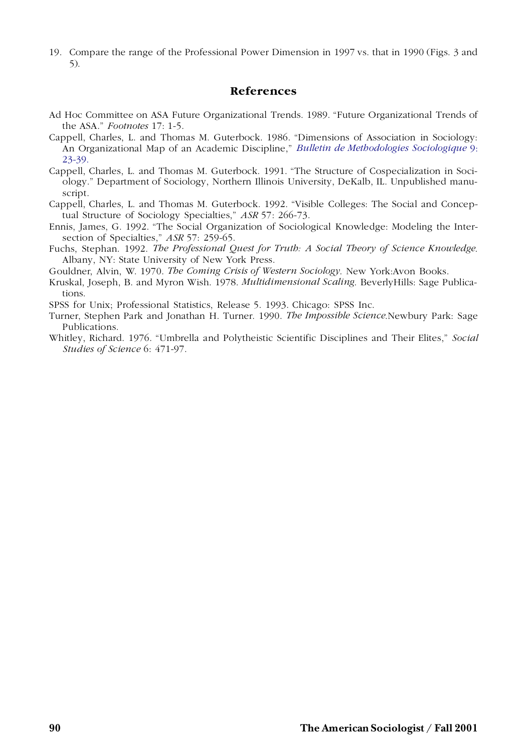19. Compare the range of the Professional Power Dimension in 1997 vs. that in 1990 (Figs. 3 and 5).

## References

Ad Hoc Committee on ASA Future Organizational Trends. 1989. "Future Organizational Trends of the ASA." *Footnotes* 17: 1-5.

Cappell, Charles, L. and Thomas M. Guterbock. 1986. "Dimensions of Association in Sociology: An Organizational Map of an Academic Discipline," *Bulletin de Methodologies Sociologique* 9: 23-39.

Cappell, Charles, L. and Thomas M. Guterbock. 1991. "The Structure of Cospecialization in Sociology." Department of Sociology, Northern Illinois University, DeKalb, IL. Unpublished manuscript.

Cappell, Charles, L. and Thomas M. Guterbock. 1992. "Visible Colleges: The Social and Conceptual Structure of Sociology Specialties," *ASR* 57: 266-73.

Ennis, James, G. 1992. "The Social Organization of Sociological Knowledge: Modeling the Intersection of Specialties," *ASR* 57: 259-65.

Fuchs, Stephan. 1992. *The Professional Quest for Truth: A Social Theory of Science Knowledge.* Albany, NY: State University of New York Press.

Gouldner, Alvin, W. 1970. *The Coming Crisis of Western Sociology*. New York:Avon Books.

Kruskal, Joseph, B. and Myron Wish. 1978. *Multidimensional Scaling.* BeverlyHills: Sage Publications.

SPSS for Unix; Professional Statistics, Release 5. 1993. Chicago: SPSS Inc.

Turner, Stephen Park and Jonathan H. Turner. 1990. *The Impossible Science.*Newbury Park: Sage Publications.

Whitley, Richard. 1976. "Umbrella and Polytheistic Scientific Disciplines and Their Elites," *Social Studies of Science* 6: 471-97.